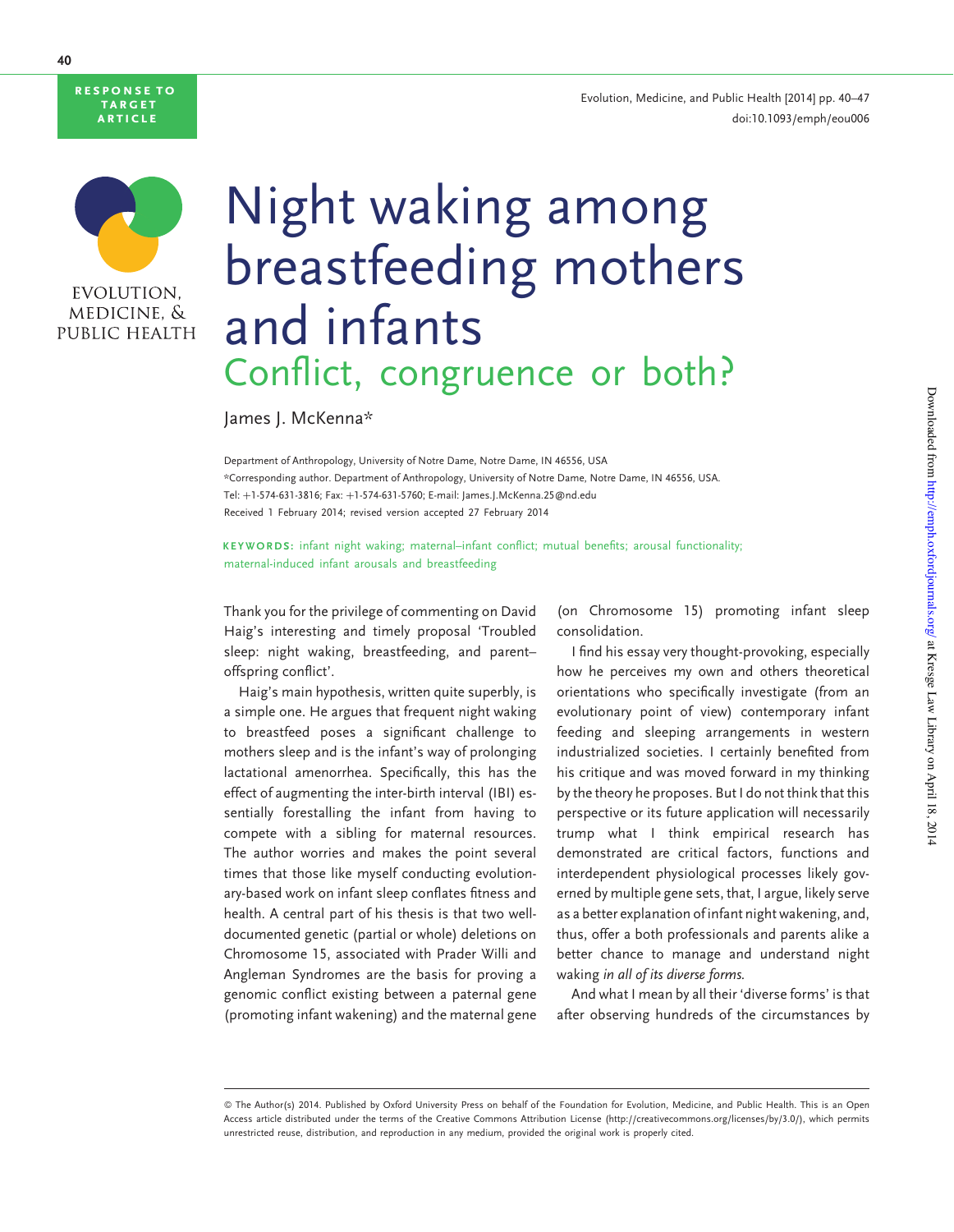RESPONSE TO TARGET ARTICLE

# Night waking among breastfeeding mothers and infants

## Conflict, congruence or both?

James J. McKenna*

Department of Anthropology, University of Notre Dame, Notre Dame, IN 46556, USA
*Corresponding author. Department of Anthropology, University of Notre Dame, Notre Dame, IN 46556, USA. Tel: +1-574-631-3816; Fax: +1-574-631-5760; E-mail: James.J.McKenna.25@nd.edu
Received 1 February 2014; revised version accepted 27 February 2014

**KEYWORDS:** infant night waking; maternal–infant conflict; mutual benefits; arousal functionality; maternal-induced infant arousals and breastfeeding

Thank you for the privilege of commenting on David Haig's interesting and timely proposal 'Troubled sleep: night waking, breastfeeding, and parent–offspring conflict'.

Haig's main hypothesis, written quite superbly, is a simple one. He argues that frequent night waking to breastfeed poses a significant challenge to mothers sleep and is the infant's way of prolonging lactational amenorrhea. Specifically, this has the effect of augmenting the inter-birth interval (IBI) essentially forestalling the infant from having to compete with a sibling for maternal resources. The author worries and makes the point several times that those like myself conducting evolutionary-based work on infant sleep conflates fitness and health. A central part of his thesis is that two well-documented genetic (partial or whole) deletions on Chromosome 15, associated with Prader Willi and Angleman Syndromes are the basis for proving a genomic conflict existing between a paternal gene (promoting infant wakening) and the maternal gene (on Chromosome 15) promoting infant sleep consolidation.

I find his essay very thought-provoking, especially how he perceives my own and others theoretical orientations who specifically investigate (from an evolutionary point of view) contemporary infant feeding and sleeping arrangements in western industrialized societies. I certainly benefited from his critique and was moved forward in my thinking by the theory he proposes. But I do not think that this perspective or its future application will necessarily trump what I think empirical research has demonstrated are critical factors, functions and interdependent physiological processes likely governed by multiple gene sets, that, I argue, likely serve as a better explanation of infant night wakening, and, thus, offer a both professionals and parents alike a better chance to manage and understand night waking *in all of its diverse forms.*

And what I mean by all their 'diverse forms' is that after observing hundreds of the circumstances by

© The Author(s) 2014. Published by Oxford University Press on behalf of the Foundation for Evolution, Medicine, and Public Health. This is an Open Access article distributed under the terms of the Creative Commons Attribution License (http://creativecommons.org/licenses/by/3.0/), which permits unrestricted reuse, distribution, and reproduction in any medium, provided the original work is properly cited.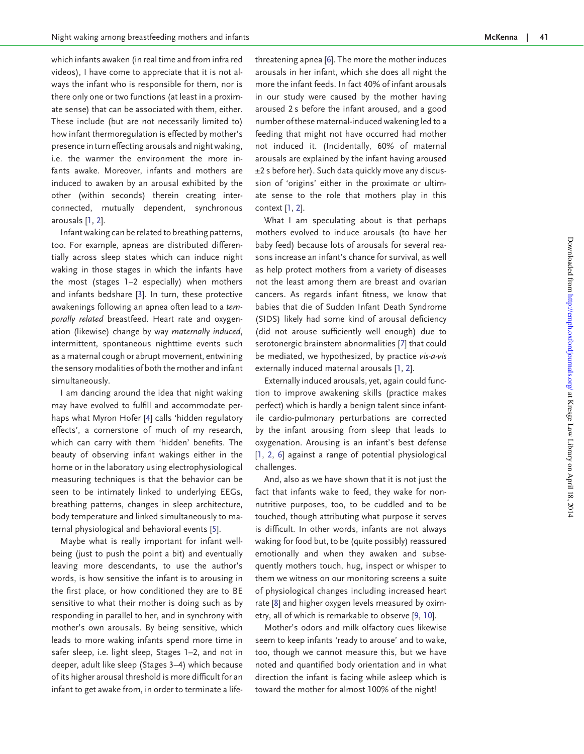which infants awaken (in real time and from infra red videos), I have come to appreciate that it is not always the infant who is responsible for them, nor is there only one or two functions (at least in a proximate sense) that can be associated with them, either. These include (but are not necessarily limited to) how infant thermoregulation is effected by mother's presence in turn effecting arousals and night waking, i.e. the warmer the environment the more infants awake. Moreover, infants and mothers are induced to awaken by an arousal exhibited by the other (within seconds) therein creating interconnected, mutually dependent, synchronous arousals [1, 2].

Infant waking can be related to breathing patterns, too. For example, apneas are distributed differentially across sleep states which can induce night waking in those stages in which the infants have the most (stages 1–2 especially) when mothers and infants bedshare [3]. In turn, these protective awakenings following an apnea often lead to a *temporally related* breastfeed. Heart rate and oxygenation (likewise) change by way *maternally induced*, intermittent, spontaneous nighttime events such as a maternal cough or abrupt movement, entwining the sensory modalities of both the mother and infant simultaneously.

I am dancing around the idea that night waking may have evolved to fulfill and accommodate perhaps what Myron Hofer [4] calls 'hidden regulatory effects', a cornerstone of much of my research, which can carry with them 'hidden' benefits. The beauty of observing infant wakings either in the home or in the laboratory using electrophysiological measuring techniques is that the behavior can be seen to be intimately linked to underlying EEGs, breathing patterns, changes in sleep architecture, body temperature and linked simultaneously to maternal physiological and behavioral events [5].

Maybe what is really important for infant well-being (just to push the point a bit) and eventually leaving more descendants, to use the author's words, is how sensitive the infant is to arousing in the first place, or how conditioned they are to BE sensitive to what their mother is doing such as by responding in parallel to her, and in synchrony with mother's own arousals. By being sensitive, which leads to more waking infants spend more time in safer sleep, i.e. light sleep, Stages 1–2, and not in deeper, adult like sleep (Stages 3–4) which because of its higher arousal threshold is more difficult for an infant to get awake from, in order to terminate a life-threatening apnea [6]. The more the mother induces arousals in her infant, which she does all night the more the infant feeds. In fact 40% of infant arousals in our study were caused by the mother having aroused 2 s before the infant aroused, and a good number of these maternal-induced wakening led to a feeding that might not have occurred had mother not induced it. (Incidentally, 60% of maternal arousals are explained by the infant having aroused ±2 s before her). Such data quickly move any discussion of 'origins' either in the proximate or ultimate sense to the role that mothers play in this context [1, 2].

What I am speculating about is that perhaps mothers evolved to induce arousals (to have her baby feed) because lots of arousals for several reasons increase an infant's chance for survival, as well as help protect mothers from a variety of diseases not the least among them are breast and ovarian cancers. As regards infant fitness, we know that babies that die of Sudden Infant Death Syndrome (SIDS) likely had some kind of arousal deficiency (did not arouse sufficiently well enough) due to serotonergic brainstem abnormalities [7] that could be mediated, we hypothesized, by practice *vis-a-vis* externally induced maternal arousals [1, 2].

Externally induced arousals, yet, again could function to improve awakening skills (practice makes perfect) which is hardly a benign talent since infantile cardio-pulmonary perturbations are corrected by the infant arousing from sleep that leads to oxygenation. Arousing is an infant's best defense [1, 2, 6] against a range of potential physiological challenges.

And, also as we have shown that it is not just the fact that infants wake to feed, they wake for non-nutritive purposes, too, to be cuddled and to be touched, though attributing what purpose it serves is difficult. In other words, infants are not always waking for food but, to be (quite possibly) reassured emotionally and when they awaken and subsequently mothers touch, hug, inspect or whisper to them we witness on our monitoring screens a suite of physiological changes including increased heart rate [8] and higher oxygen levels measured by oximetry, all of which is remarkable to observe [9, 10].

Mother's odors and milk olfactory cues likewise seem to keep infants 'ready to arouse' and to wake, too, though we cannot measure this, but we have noted and quantified body orientation and in what direction the infant is facing while asleep which is toward the mother for almost 100% of the night!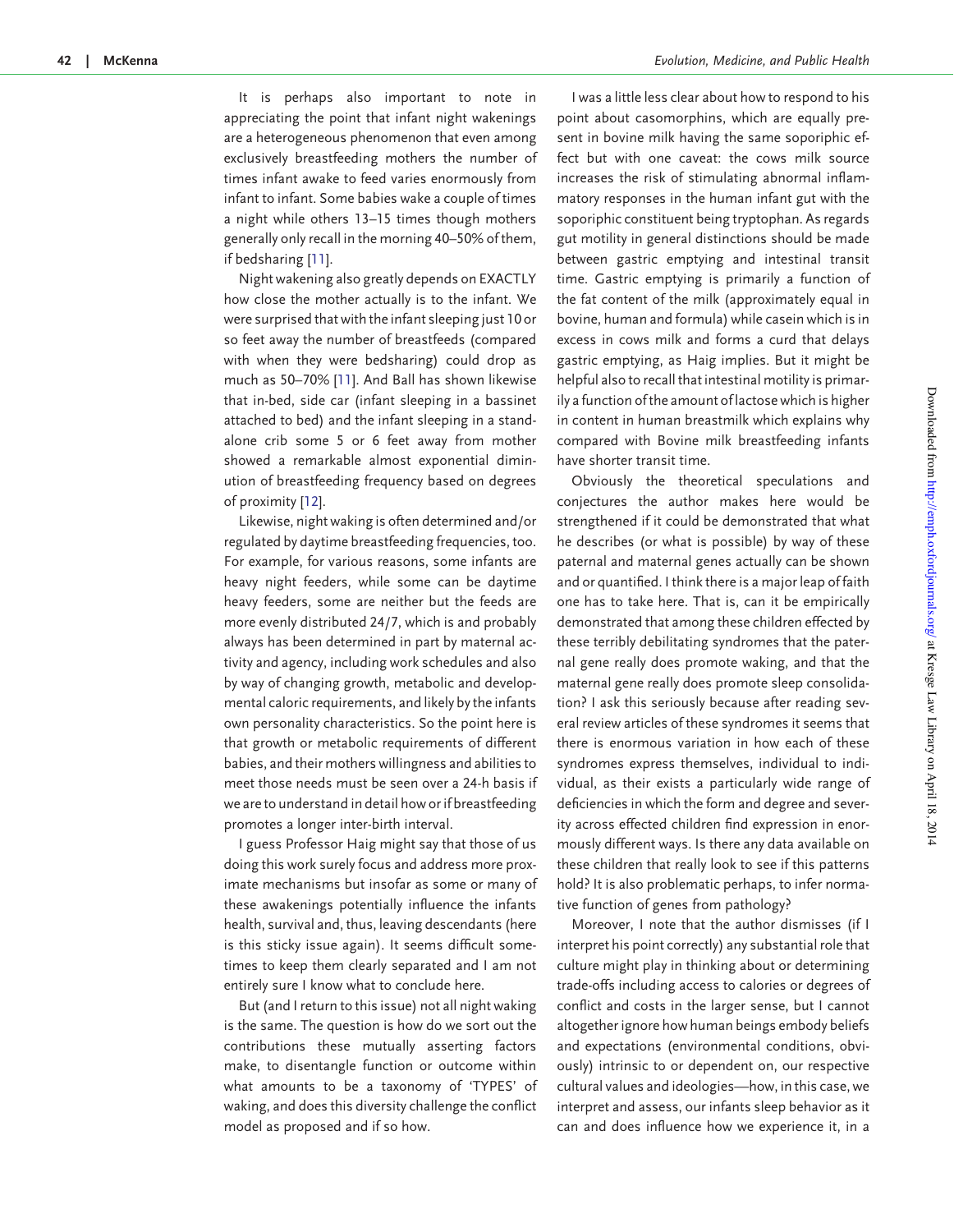It is perhaps also important to note in appreciating the point that infant night wakenings are a heterogeneous phenomenon that even among exclusively breastfeeding mothers the number of times infant awake to feed varies enormously from infant to infant. Some babies wake a couple of times a night while others 13–15 times though mothers generally only recall in the morning 40–50% of them, if bedsharing [11].

Night wakening also greatly depends on EXACTLY how close the mother actually is to the infant. We were surprised that with the infant sleeping just 10 or so feet away the number of breastfeeds (compared with when they were bedsharing) could drop as much as 50–70% [11]. And Ball has shown likewise that in-bed, side car (infant sleeping in a bassinet attached to bed) and the infant sleeping in a stand-alone crib some 5 or 6 feet away from mother showed a remarkable almost exponential diminution of breastfeeding frequency based on degrees of proximity [12].

Likewise, night waking is often determined and/or regulated by daytime breastfeeding frequencies, too. For example, for various reasons, some infants are heavy night feeders, while some can be daytime heavy feeders, some are neither but the feeds are more evenly distributed 24/7, which is and probably always has been determined in part by maternal activity and agency, including work schedules and also by way of changing growth, metabolic and developmental caloric requirements, and likely by the infants own personality characteristics. So the point here is that growth or metabolic requirements of different babies, and their mothers willingness and abilities to meet those needs must be seen over a 24-h basis if we are to understand in detail how or if breastfeeding promotes a longer inter-birth interval.

I guess Professor Haig might say that those of us doing this work surely focus and address more proximate mechanisms but insofar as some or many of these awakenings potentially influence the infants health, survival and, thus, leaving descendants (here is this sticky issue again). It seems difficult sometimes to keep them clearly separated and I am not entirely sure I know what to conclude here.

But (and I return to this issue) not all night waking is the same. The question is how do we sort out the contributions these mutually asserting factors make, to disentangle function or outcome within what amounts to be a taxonomy of 'TYPES' of waking, and does this diversity challenge the conflict model as proposed and if so how.

I was a little less clear about how to respond to his point about casomorphins, which are equally present in bovine milk having the same soporiphic effect but with one caveat: the cows milk source increases the risk of stimulating abnormal inflammatory responses in the human infant gut with the soporiphic constituent being tryptophan. As regards gut motility in general distinctions should be made between gastric emptying and intestinal transit time. Gastric emptying is primarily a function of the fat content of the milk (approximately equal in bovine, human and formula) while casein which is in excess in cows milk and forms a curd that delays gastric emptying, as Haig implies. But it might be helpful also to recall that intestinal motility is primarily a function of the amount of lactose which is higher in content in human breastmilk which explains why compared with Bovine milk breastfeeding infants have shorter transit time.

Obviously the theoretical speculations and conjectures the author makes here would be strengthened if it could be demonstrated that what he describes (or what is possible) by way of these paternal and maternal genes actually can be shown and or quantified. I think there is a major leap of faith one has to take here. That is, can it be empirically demonstrated that among these children effected by these terribly debilitating syndromes that the paternal gene really does promote waking, and that the maternal gene really does promote sleep consolidation? I ask this seriously because after reading several review articles of these syndromes it seems that there is enormous variation in how each of these syndromes express themselves, individual to individual, as their exists a particularly wide range of deficiencies in which the form and degree and severity across effected children find expression in enormously different ways. Is there any data available on these children that really look to see if this patterns hold? It is also problematic perhaps, to infer normative function of genes from pathology?

Moreover, I note that the author dismisses (if I interpret his point correctly) any substantial role that culture might play in thinking about or determining trade-offs including access to calories or degrees of conflict and costs in the larger sense, but I cannot altogether ignore how human beings embody beliefs and expectations (environmental conditions, obviously) intrinsic to or dependent on, our respective cultural values and ideologies—how, in this case, we interpret and assess, our infants sleep behavior as it can and does influence how we experience it, in a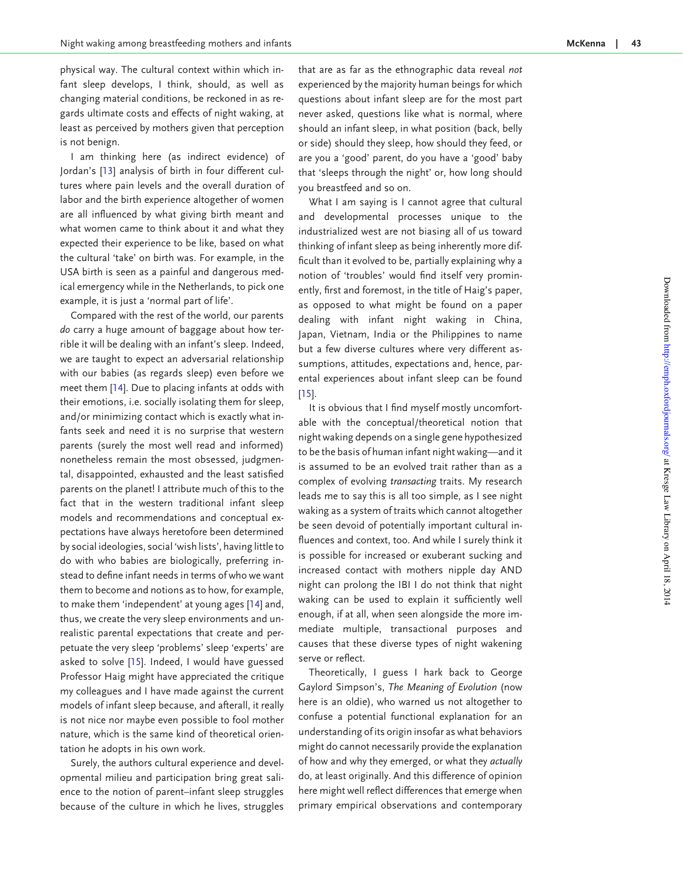physical way. The cultural context within which infant sleep develops, I think, should, as well as changing material conditions, be reckoned in as regards ultimate costs and effects of night waking, at least as perceived by mothers given that perception is not benign.

I am thinking here (as indirect evidence) of Jordan's [13] analysis of birth in four different cultures where pain levels and the overall duration of labor and the birth experience altogether of women are all influenced by what giving birth meant and what women came to think about it and what they expected their experience to be like, based on what the cultural 'take' on birth was. For example, in the USA birth is seen as a painful and dangerous medical emergency while in the Netherlands, to pick one example, it is just a 'normal part of life'.

Compared with the rest of the world, our parents *do* carry a huge amount of baggage about how terrible it will be dealing with an infant's sleep. Indeed, we are taught to expect an adversarial relationship with our babies (as regards sleep) even before we meet them [14]. Due to placing infants at odds with their emotions, i.e. socially isolating them for sleep, and/or minimizing contact which is exactly what infants seek and need it is no surprise that western parents (surely the most well read and informed) nonetheless remain the most obsessed, judgmental, disappointed, exhausted and the least satisfied parents on the planet! I attribute much of this to the fact that in the western traditional infant sleep models and recommendations and conceptual expectations have always heretofore been determined by social ideologies, social 'wish lists', having little to do with who babies are biologically, preferring instead to define infant needs in terms of who we want them to become and notions as to how, for example, to make them 'independent' at young ages [14] and, thus, we create the very sleep environments and unrealistic parental expectations that create and perpetuate the very sleep 'problems' sleep 'experts' are asked to solve [15]. Indeed, I would have guessed Professor Haig might have appreciated the critique my colleagues and I have made against the current models of infant sleep because, and afterall, it really is not nice nor maybe even possible to fool mother nature, which is the same kind of theoretical orientation he adopts in his own work.

Surely, the authors cultural experience and developmental milieu and participation bring great salience to the notion of parent–infant sleep struggles because of the culture in which he lives, struggles that are as far as the ethnographic data reveal *not* experienced by the majority human beings for which questions about infant sleep are for the most part never asked, questions like what is normal, where should an infant sleep, in what position (back, belly or side) should they sleep, how should they feed, or are you a 'good' parent, do you have a 'good' baby that 'sleeps through the night' or, how long should you breastfeed and so on.

What I am saying is I cannot agree that cultural and developmental processes unique to the industrialized west are not biasing all of us toward thinking of infant sleep as being inherently more difficult than it evolved to be, partially explaining why a notion of 'troubles' would find itself very prominently, first and foremost, in the title of Haig's paper, as opposed to what might be found on a paper dealing with infant night waking in China, Japan, Vietnam, India or the Philippines to name but a few diverse cultures where very different assumptions, attitudes, expectations and, hence, parental experiences about infant sleep can be found [15].

It is obvious that I find myself mostly uncomfortable with the conceptual/theoretical notion that night waking depends on a single gene hypothesized to be the basis of human infant night waking—and it is assumed to be an evolved trait rather than as a complex of evolving *transacting* traits. My research leads me to say this is all too simple, as I see night waking as a system of traits which cannot altogether be seen devoid of potentially important cultural influences and context, too. And while I surely think it is possible for increased or exuberant sucking and increased contact with mothers nipple day AND night can prolong the IBI I do not think that night waking can be used to explain it sufficiently well enough, if at all, when seen alongside the more immediate multiple, transactional purposes and causes that these diverse types of night wakening serve or reflect.

Theoretically, I guess I hark back to George Gaylord Simpson's, *The Meaning of Evolution* (now here is an oldie), who warned us not altogether to confuse a potential functional explanation for an understanding of its origin insofar as what behaviors might do cannot necessarily provide the explanation of how and why they emerged, or what they *actually* do, at least originally. And this difference of opinion here might well reflect differences that emerge when primary empirical observations and contemporary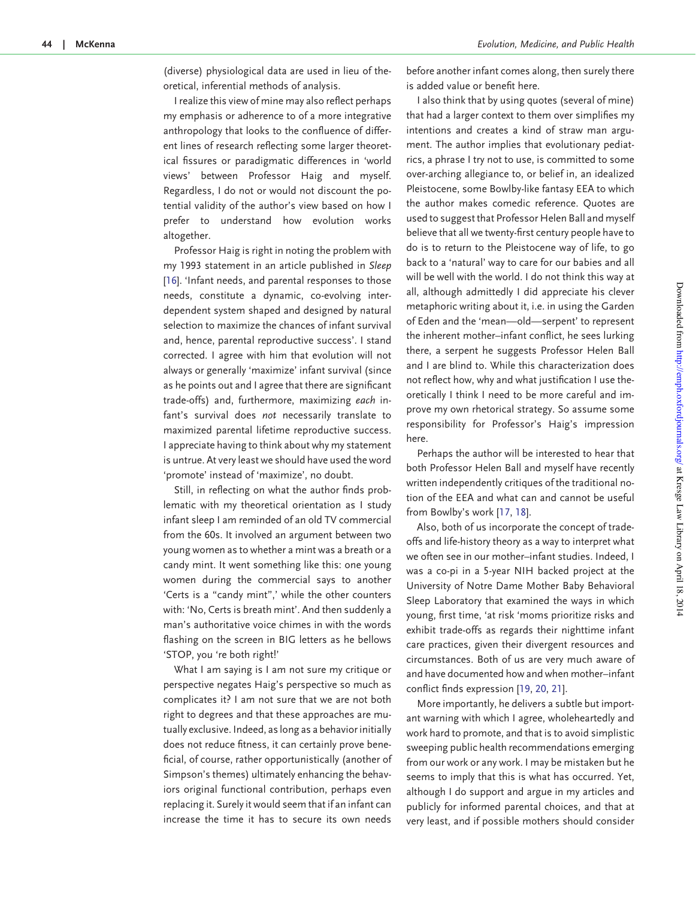(diverse) physiological data are used in lieu of theoretical, inferential methods of analysis.

I realize this view of mine may also reflect perhaps my emphasis or adherence to of a more integrative anthropology that looks to the confluence of different lines of research reflecting some larger theoretical fissures or paradigmatic differences in 'world views' between Professor Haig and myself. Regardless, I do not or would not discount the potential validity of the author's view based on how I prefer to understand how evolution works altogether.

Professor Haig is right in noting the problem with my 1993 statement in an article published in *Sleep* [16]. 'Infant needs, and parental responses to those needs, constitute a dynamic, co-evolving interdependent system shaped and designed by natural selection to maximize the chances of infant survival and, hence, parental reproductive success'. I stand corrected. I agree with him that evolution will not always or generally 'maximize' infant survival (since as he points out and I agree that there are significant trade-offs) and, furthermore, maximizing *each* infant's survival does *not* necessarily translate to maximized parental lifetime reproductive success. I appreciate having to think about why my statement is untrue. At very least we should have used the word 'promote' instead of 'maximize', no doubt.

Still, in reflecting on what the author finds problematic with my theoretical orientation as I study infant sleep I am reminded of an old TV commercial from the 60s. It involved an argument between two young women as to whether a mint was a breath or a candy mint. It went something like this: one young women during the commercial says to another 'Certs is a "candy mint",' while the other counters with: 'No, Certs is breath mint'. And then suddenly a man's authoritative voice chimes in with the words flashing on the screen in BIG letters as he bellows 'STOP, you 're both right!'

What I am saying is I am not sure my critique or perspective negates Haig's perspective so much as complicates it? I am not sure that we are not both right to degrees and that these approaches are mutually exclusive. Indeed, as long as a behavior initially does not reduce fitness, it can certainly prove beneficial, of course, rather opportunistically (another of Simpson's themes) ultimately enhancing the behaviors original functional contribution, perhaps even replacing it. Surely it would seem that if an infant can increase the time it has to secure its own needs before another infant comes along, then surely there is added value or benefit here.

I also think that by using quotes (several of mine) that had a larger context to them over simplifies my intentions and creates a kind of straw man argument. The author implies that evolutionary pediatrics, a phrase I try not to use, is committed to some over-arching allegiance to, or belief in, an idealized Pleistocene, some Bowlby-like fantasy EEA to which the author makes comedic reference. Quotes are used to suggest that Professor Helen Ball and myself believe that all we twenty-first century people have to do is to return to the Pleistocene way of life, to go back to a 'natural' way to care for our babies and all will be well with the world. I do not think this way at all, although admittedly I did appreciate his clever metaphoric writing about it, i.e. in using the Garden of Eden and the 'mean—old—serpent' to represent the inherent mother–infant conflict, he sees lurking there, a serpent he suggests Professor Helen Ball and I are blind to. While this characterization does not reflect how, why and what justification I use theoretically I think I need to be more careful and improve my own rhetorical strategy. So assume some responsibility for Professor's Haig's impression here.

Perhaps the author will be interested to hear that both Professor Helen Ball and myself have recently written independently critiques of the traditional notion of the EEA and what can and cannot be useful from Bowlby's work [17, 18].

Also, both of us incorporate the concept of trade-offs and life-history theory as a way to interpret what we often see in our mother–infant studies. Indeed, I was a co-pi in a 5-year NIH backed project at the University of Notre Dame Mother Baby Behavioral Sleep Laboratory that examined the ways in which young, first time, 'at risk 'moms prioritize risks and exhibit trade-offs as regards their nighttime infant care practices, given their divergent resources and circumstances. Both of us are very much aware of and have documented how and when mother–infant conflict finds expression [19, 20, 21].

More importantly, he delivers a subtle but important warning with which I agree, wholeheartedly and work hard to promote, and that is to avoid simplistic sweeping public health recommendations emerging from our work or any work. I may be mistaken but he seems to imply that this is what has occurred. Yet, although I do support and argue in my articles and publicly for informed parental choices, and that at very least, and if possible mothers should consider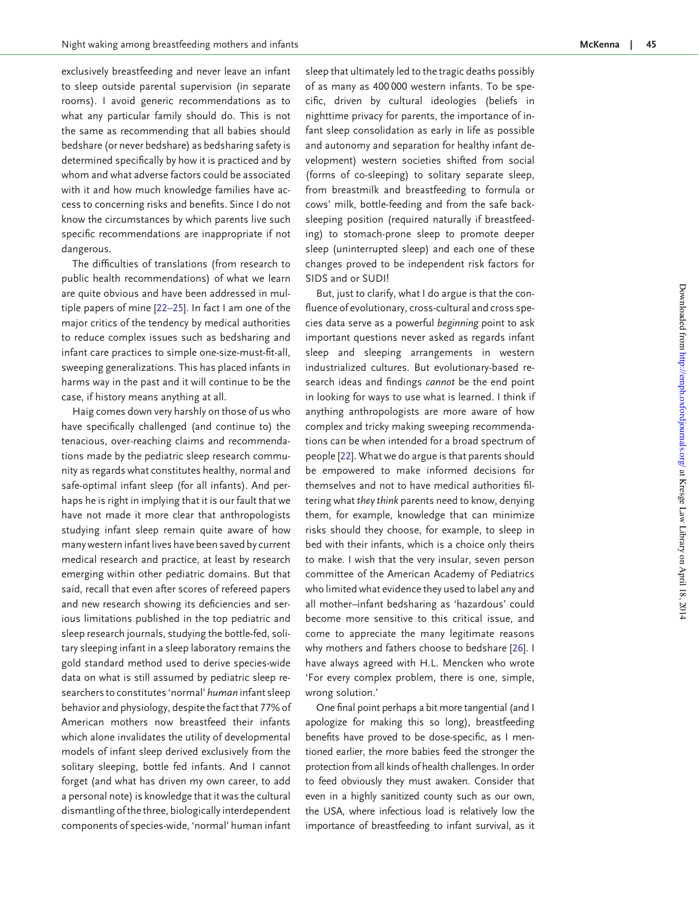exclusively breastfeeding and never leave an infant to sleep outside parental supervision (in separate rooms). I avoid generic recommendations as to what any particular family should do. This is not the same as recommending that all babies should bedshare (or never bedshare) as bedsharing safety is determined specifically by how it is practiced and by whom and what adverse factors could be associated with it and how much knowledge families have access to concerning risks and benefits. Since I do not know the circumstances by which parents live such specific recommendations are inappropriate if not dangerous.

The difficulties of translations (from research to public health recommendations) of what we learn are quite obvious and have been addressed in multiple papers of mine [22–25]. In fact I am one of the major critics of the tendency by medical authorities to reduce complex issues such as bedsharing and infant care practices to simple one-size-must-fit-all, sweeping generalizations. This has placed infants in harms way in the past and it will continue to be the case, if history means anything at all.

Haig comes down very harshly on those of us who have specifically challenged (and continue to) the tenacious, over-reaching claims and recommendations made by the pediatric sleep research community as regards what constitutes healthy, normal and safe-optimal infant sleep (for all infants). And perhaps he is right in implying that it is our fault that we have not made it more clear that anthropologists studying infant sleep remain quite aware of how many western infant lives have been saved by current medical research and practice, at least by research emerging within other pediatric domains. But that said, recall that even after scores of refereed papers and new research showing its deficiencies and serious limitations published in the top pediatric and sleep research journals, studying the bottle-fed, solitary sleeping infant in a sleep laboratory remains the gold standard method used to derive species-wide data on what is still assumed by pediatric sleep researchers to constitutes 'normal' *human* infant sleep behavior and physiology, despite the fact that 77% of American mothers now breastfeed their infants which alone invalidates the utility of developmental models of infant sleep derived exclusively from the solitary sleeping, bottle fed infants. And I cannot forget (and what has driven my own career, to add a personal note) is knowledge that it was the cultural dismantling of the three, biologically interdependent components of species-wide, 'normal' human infant sleep that ultimately led to the tragic deaths possibly of as many as 400 000 western infants. To be specific, driven by cultural ideologies (beliefs in nighttime privacy for parents, the importance of infant sleep consolidation as early in life as possible and autonomy and separation for healthy infant development) western societies shifted from social (forms of co-sleeping) to solitary separate sleep, from breastmilk and breastfeeding to formula or cows' milk, bottle-feeding and from the safe back-sleeping position (required naturally if breastfeeding) to stomach-prone sleep to promote deeper sleep (uninterrupted sleep) and each one of these changes proved to be independent risk factors for SIDS and or SUDI!

But, just to clarify, what I do argue is that the confluence of evolutionary, cross-cultural and cross species data serve as a powerful *beginning* point to ask important questions never asked as regards infant sleep and sleeping arrangements in western industrialized cultures. But evolutionary-based research ideas and findings *cannot* be the end point in looking for ways to use what is learned. I think if anything anthropologists are more aware of how complex and tricky making sweeping recommendations can be when intended for a broad spectrum of people [22]. What we do argue is that parents should be empowered to make informed decisions for themselves and not to have medical authorities filtering what *they think* parents need to know, denying them, for example, knowledge that can minimize risks should they choose, for example, to sleep in bed with their infants, which is a choice only theirs to make. I wish that the very insular, seven person committee of the American Academy of Pediatrics who limited what evidence they used to label any and all mother–infant bedsharing as 'hazardous' could become more sensitive to this critical issue, and come to appreciate the many legitimate reasons why mothers and fathers choose to bedshare [26]. I have always agreed with H.L. Mencken who wrote 'For every complex problem, there is one, simple, wrong solution.'

One final point perhaps a bit more tangential (and I apologize for making this so long), breastfeeding benefits have proved to be dose-specific, as I mentioned earlier, the more babies feed the stronger the protection from all kinds of health challenges. In order to feed obviously they must awaken. Consider that even in a highly sanitized county such as our own, the USA, where infectious load is relatively low the importance of breastfeeding to infant survival, as it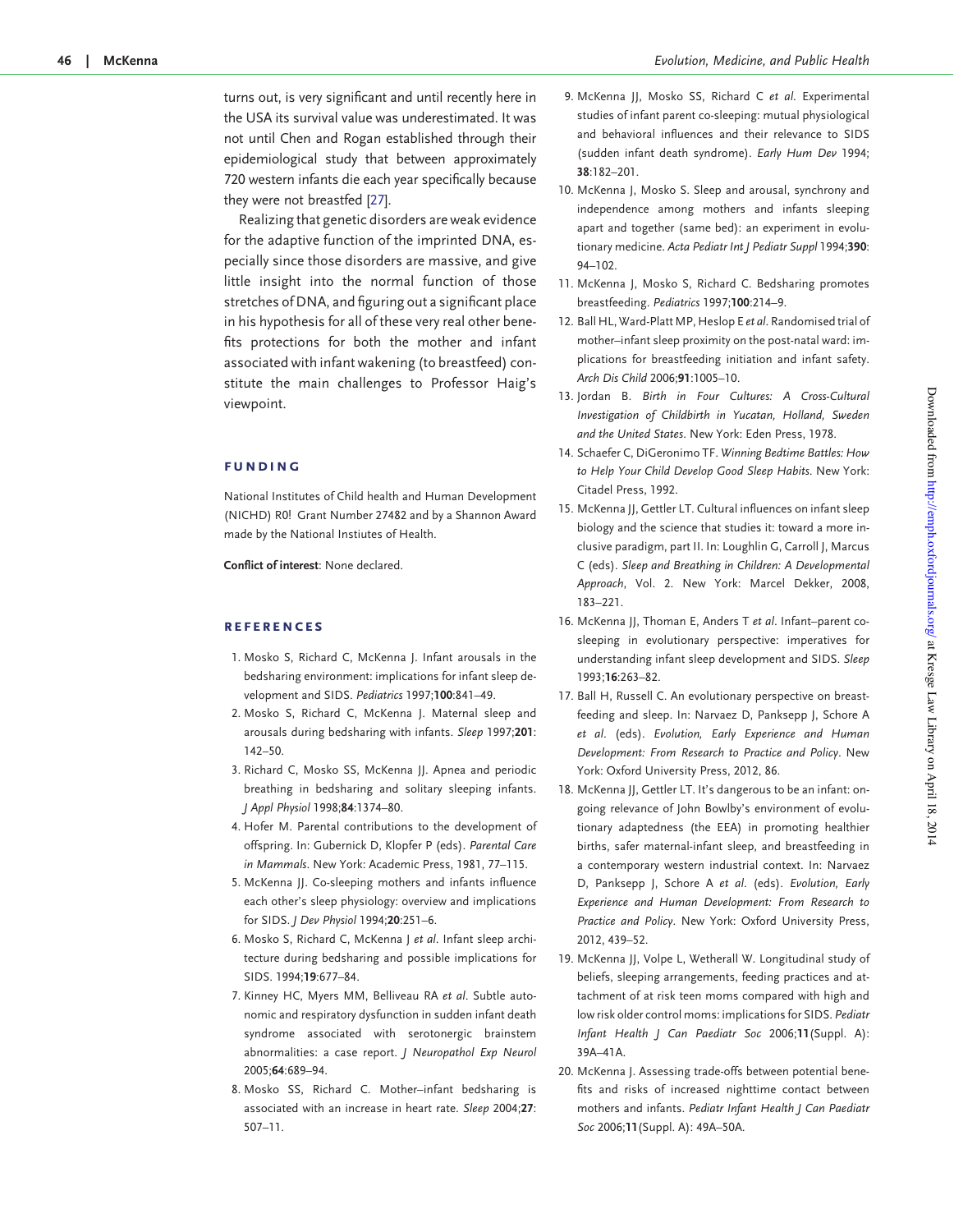turns out, is very significant and until recently here in the USA its survival value was underestimated. It was not until Chen and Rogan established through their epidemiological study that between approximately 720 western infants die each year specifically because they were not breastfed [27].

Realizing that genetic disorders are weak evidence for the adaptive function of the imprinted DNA, especially since those disorders are massive, and give little insight into the normal function of those stretches of DNA, and figuring out a significant place in his hypothesis for all of these very real other benefits protections for both the mother and infant associated with infant wakening (to breastfeed) constitute the main challenges to Professor Haig's viewpoint.

## FUNDING

National Institutes of Child health and Human Development (NICHD) R0! Grant Number 27482 and by a Shannon Award made by the National Instiutes of Health.

**Conflict of interest**: None declared.

## REFERENCES

1. Mosko S, Richard C, McKenna J. Infant arousals in the bedsharing environment: implications for infant sleep development and SIDS. *Pediatrics* 1997;**100**:841–49.
2. Mosko S, Richard C, McKenna J. Maternal sleep and arousals during bedsharing with infants. *Sleep* 1997;**201**: 142–50.
3. Richard C, Mosko SS, McKenna JJ. Apnea and periodic breathing in bedsharing and solitary sleeping infants. *J Appl Physiol* 1998;**84**:1374–80.
4. Hofer M. Parental contributions to the development of offspring. In: Gubernick D, Klopfer P (eds). *Parental Care in Mammals*. New York: Academic Press, 1981, 77–115.
5. McKenna JJ. Co-sleeping mothers and infants influence each other's sleep physiology: overview and implications for SIDS. *J Dev Physiol* 1994;**20**:251–6.
6. Mosko S, Richard C, McKenna J *et al*. Infant sleep architecture during bedsharing and possible implications for SIDS. 1994;**19**:677–84.
7. Kinney HC, Myers MM, Belliveau RA *et al*. Subtle autonomic and respiratory dysfunction in sudden infant death syndrome associated with serotonergic brainstem abnormalities: a case report. *J Neuropathol Exp Neurol* 2005;**64**:689–94.
8. Mosko SS, Richard C. Mother–infant bedsharing is associated with an increase in heart rate. *Sleep* 2004;**27**: 507–11.
9. McKenna JJ, Mosko SS, Richard C *et al*. Experimental studies of infant parent co-sleeping: mutual physiological and behavioral influences and their relevance to SIDS (sudden infant death syndrome). *Early Hum Dev* 1994; **38**:182–201.
10. McKenna J, Mosko S. Sleep and arousal, synchrony and independence among mothers and infants sleeping apart and together (same bed): an experiment in evolutionary medicine. *Acta Pediatr Int J Pediatr Suppl* 1994;**390**: 94–102.
11. McKenna J, Mosko S, Richard C. Bedsharing promotes breastfeeding. *Pediatrics* 1997;**100**:214–9.
12. Ball HL, Ward-Platt MP, Heslop E *et al*. Randomised trial of mother–infant sleep proximity on the post-natal ward: implications for breastfeeding initiation and infant safety. *Arch Dis Child* 2006;**91**:1005–10.
13. Jordan B. *Birth in Four Cultures: A Cross-Cultural Investigation of Childbirth in Yucatan, Holland, Sweden and the United States*. New York: Eden Press, 1978.
14. Schaefer C, DiGeronimo TF. *Winning Bedtime Battles: How to Help Your Child Develop Good Sleep Habits*. New York: Citadel Press, 1992.
15. McKenna JJ, Gettler LT. Cultural influences on infant sleep biology and the science that studies it: toward a more inclusive paradigm, part II. In: Loughlin G, Carroll J, Marcus C (eds). *Sleep and Breathing in Children: A Developmental Approach*, Vol. 2. New York: Marcel Dekker, 2008, 183–221.
16. McKenna JJ, Thoman E, Anders T *et al*. Infant–parent cosleeping in evolutionary perspective: imperatives for understanding infant sleep development and SIDS. *Sleep* 1993;**16**:263–82.
17. Ball H, Russell C. An evolutionary perspective on breastfeeding and sleep. In: Narvaez D, Panksepp J, Schore A *et al*. (eds). *Evolution, Early Experience and Human Development: From Research to Practice and Policy*. New York: Oxford University Press, 2012, 86.
18. McKenna JJ, Gettler LT. It's dangerous to be an infant: ongoing relevance of John Bowlby's environment of evolutionary adaptedness (the EEA) in promoting healthier births, safer maternal-infant sleep, and breastfeeding in a contemporary western industrial context. In: Narvaez D, Panksepp J, Schore A *et al*. (eds). *Evolution, Early Experience and Human Development: From Research to Practice and Policy*. New York: Oxford University Press, 2012, 439–52.
19. McKenna JJ, Volpe L, Wetherall W. Longitudinal study of beliefs, sleeping arrangements, feeding practices and attachment of at risk teen moms compared with high and low risk older control moms: implications for SIDS. *Pediatr Infant Health J Can Paediatr Soc* 2006;**11**(Suppl. A): 39A–41A.
20. McKenna J. Assessing trade-offs between potential benefits and risks of increased nighttime contact between mothers and infants. *Pediatr Infant Health J Can Paediatr Soc* 2006;**11**(Suppl. A): 49A–50A.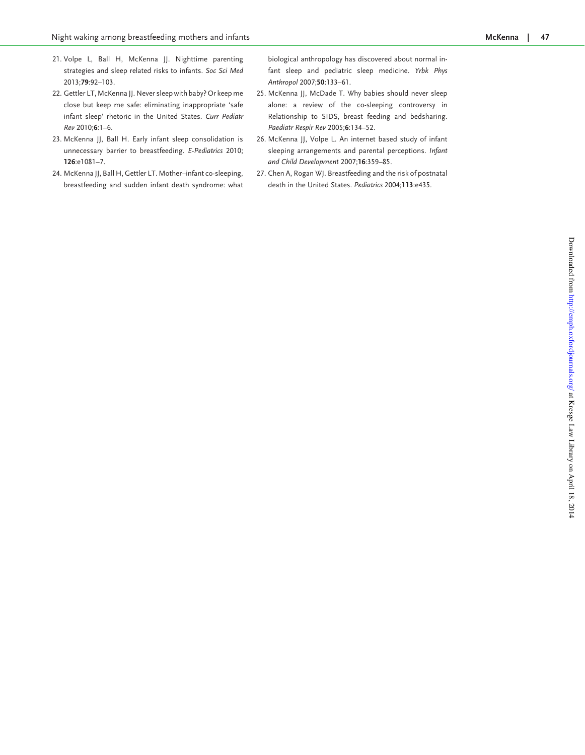21. Volpe L, Ball H, McKenna JJ. Nighttime parenting strategies and sleep related risks to infants. *Soc Sci Med* 2013;**79**:92–103.
22. Gettler LT, McKenna JJ. Never sleep with baby? Or keep me close but keep me safe: eliminating inappropriate 'safe infant sleep' rhetoric in the United States. *Curr Pediatr Rev* 2010;**6**:1–6.
23. McKenna JJ, Ball H. Early infant sleep consolidation is unnecessary barrier to breastfeeding. *E-Pediatrics* 2010; **126**:e1081–7.
24. McKenna JJ, Ball H, Gettler LT. Mother–infant co-sleeping, breastfeeding and sudden infant death syndrome: what biological anthropology has discovered about normal infant sleep and pediatric sleep medicine. *Yrbk Phys Anthropol* 2007;**50**:133–61.
25. McKenna JJ, McDade T. Why babies should never sleep alone: a review of the co-sleeping controversy in Relationship to SIDS, breast feeding and bedsharing. *Paediatr Respir Rev* 2005;**6**:134–52.
26. McKenna JJ, Volpe L. An internet based study of infant sleeping arrangements and parental perceptions. *Infant and Child Development* 2007;**16**:359–85.
27. Chen A, Rogan WJ. Breastfeeding and the risk of postnatal death in the United States. *Pediatrics* 2004;**113**:e435.